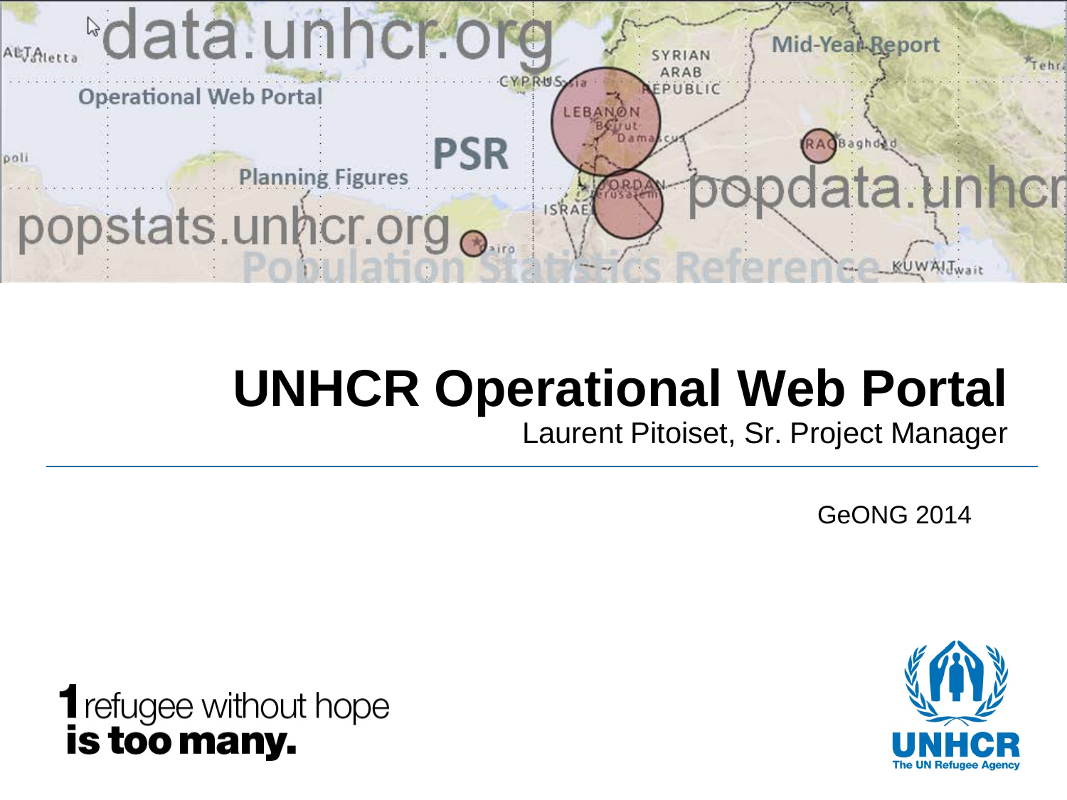# UNHCR Operational Web Portal

Laurent Pitoiset, Sr. Project Manager

GeONG 2014

**1** refugee without hope
**is too many.**

UNHCR
The UN Refugee Agency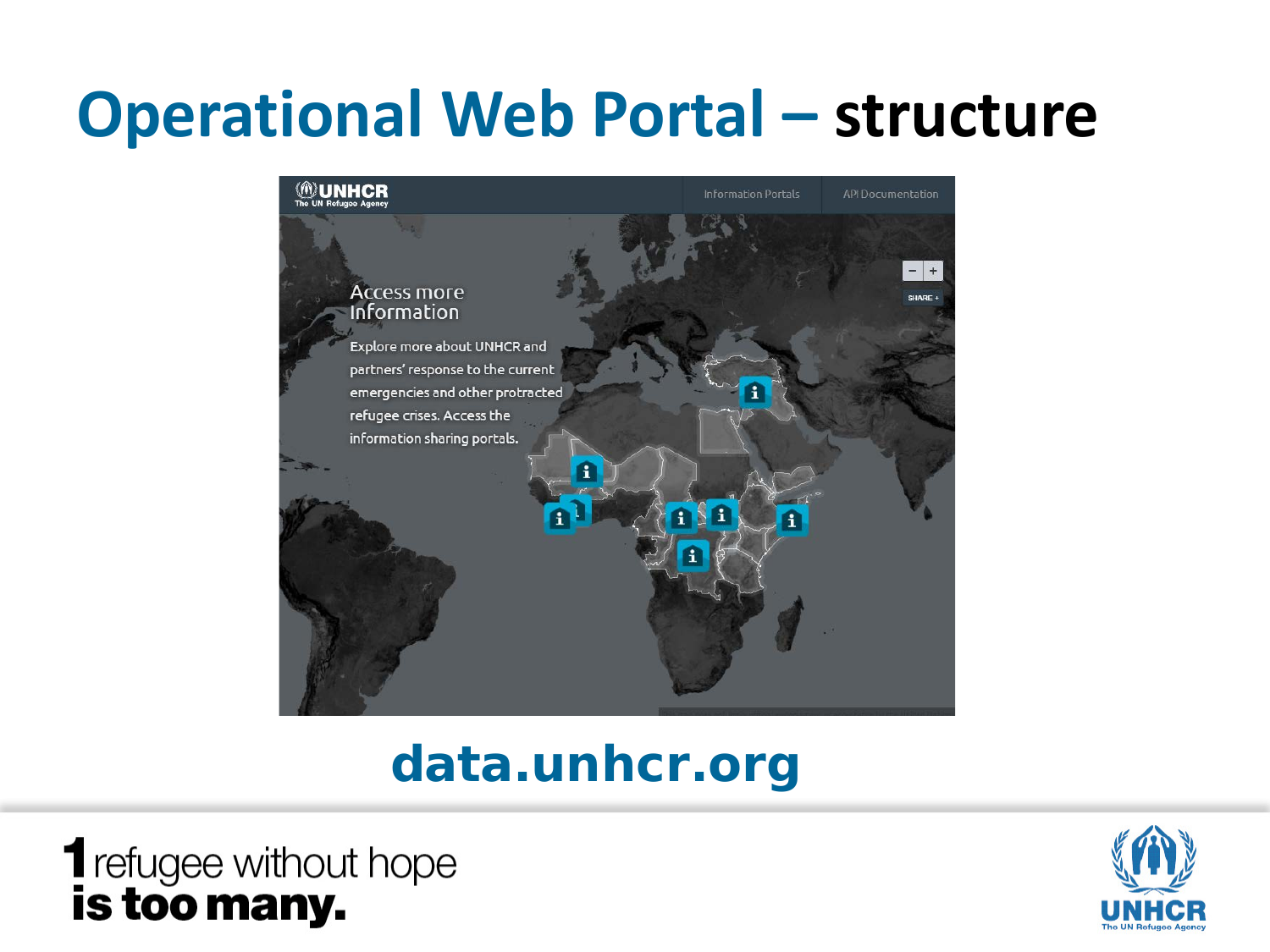# Operational Web Portal – structure

UNHCR
The UN Refugee Agency

Information Portals | API Documentation

Access more Information

Explore more about UNHCR and partners' response to the current emergencies and other protracted refugee crises. Access the information sharing portals.

SHARE +

**data.unhcr.org**

**1** refugee without hope
**is too many.**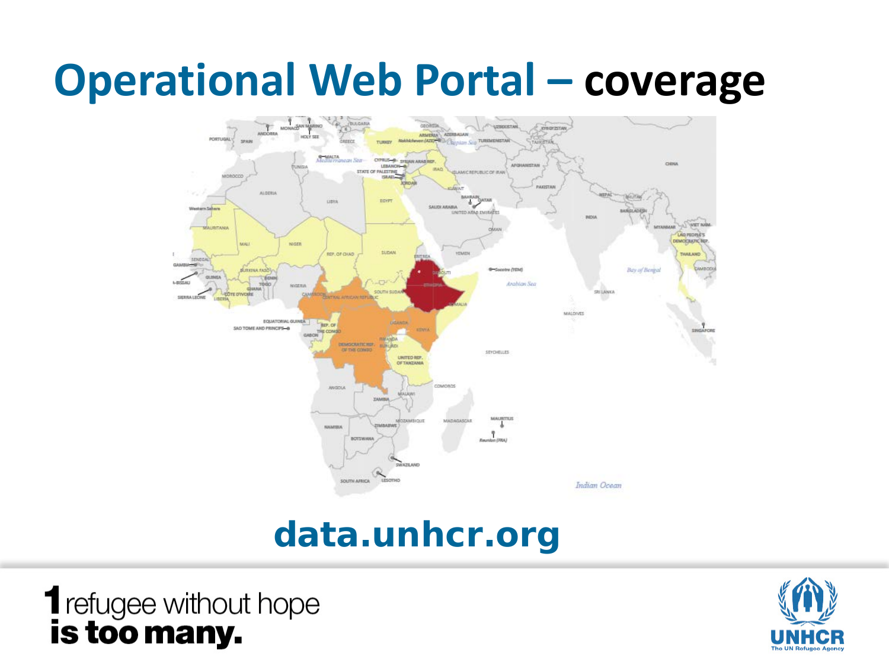# Operational Web Portal – coverage

data.unhcr.org

1 refugee without hope
is too many.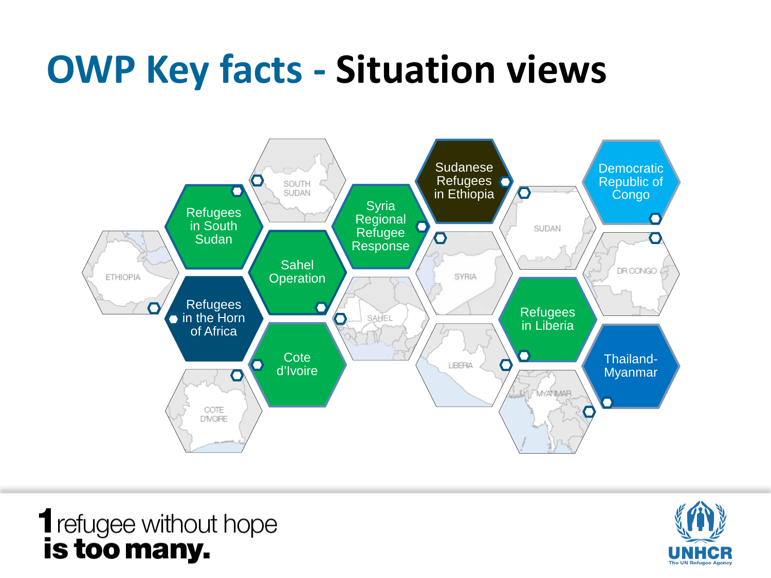# OWP Key facts - Situation views

- Refugees in South Sudan
- Sahel Operation
- Syria Regional Refugee Response
- Sudanese Refugees in Ethiopia
- Democratic Republic of Congo
- Refugees in the Horn of Africa
- Cote d'Ivoire
- Refugees in Liberia
- Thailand-Myanmar

1 refugee without hope **is too many.**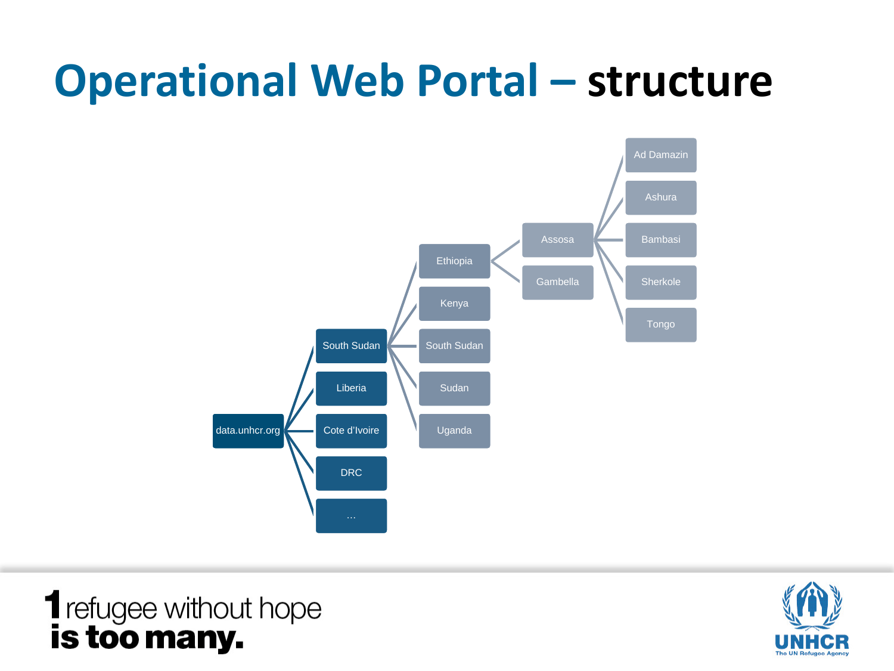# Operational Web Portal – structure

- data.unhcr.org
  - South Sudan
    - Ethiopia
      - Assosa
        - Ad Damazin
        - Ashura
        - Bambasi
        - Sherkole
        - Tongo
      - Gambella
    - Kenya
    - South Sudan
    - Sudan
    - Uganda
  - Liberia
  - Cote d'Ivoire
  - DRC
  - …

1 refugee without hope **is too many.**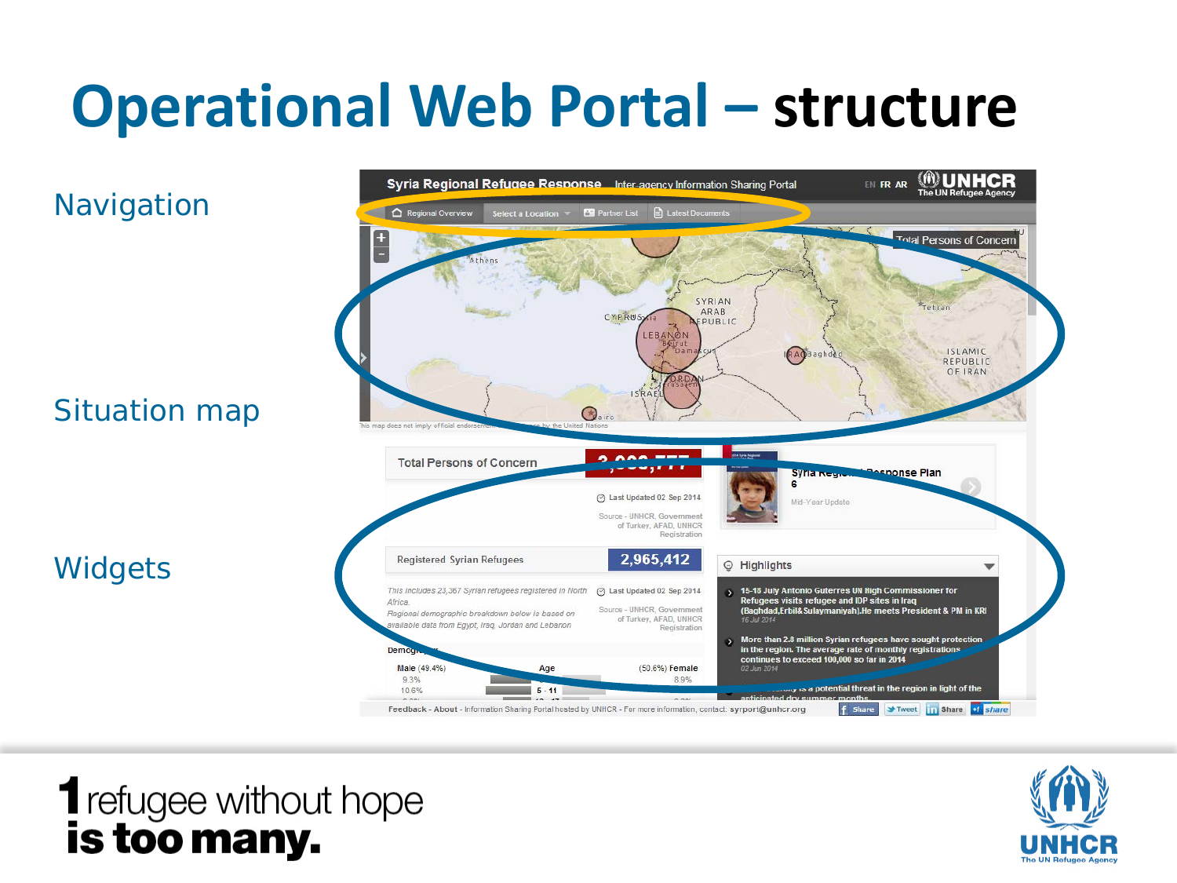# Operational Web Portal – structure

Navigation

Situation map

Widgets

1 refugee without hope
is too many.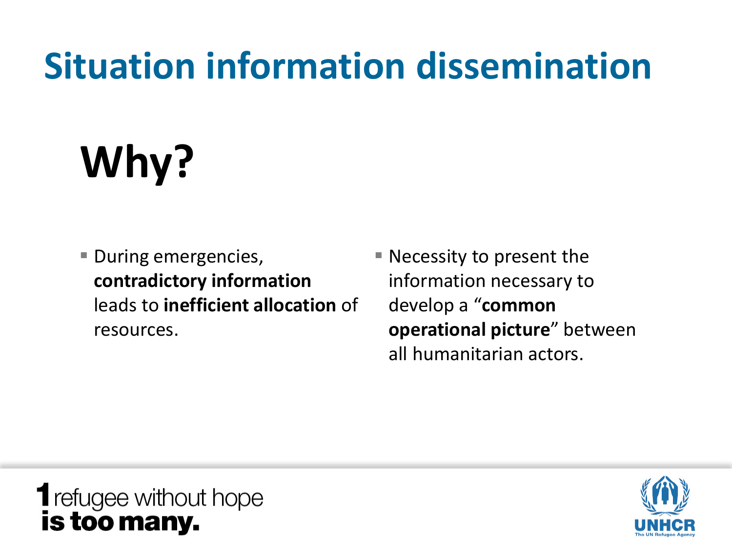# Situation information dissemination

## Why?

- During emergencies, **contradictory information** leads to **inefficient allocation** of resources.
- Necessity to present the information necessary to develop a “**common operational picture**” between all humanitarian actors.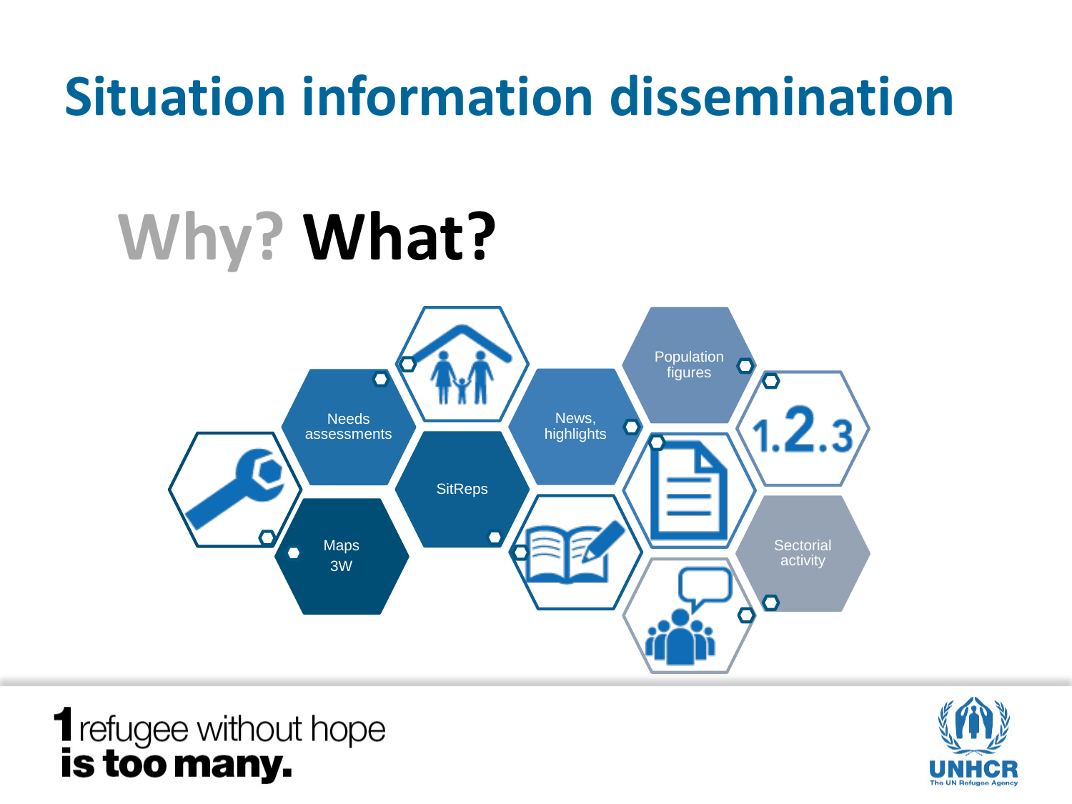# Situation information dissemination

## Why? What?

- Needs assessments
- Maps 3W
- SitReps
- News, highlights
- Population figures
- Sectorial activity

1.2.3

**1** refugee without hope
**is too many.**

UNHCR
The UN Refugee Agency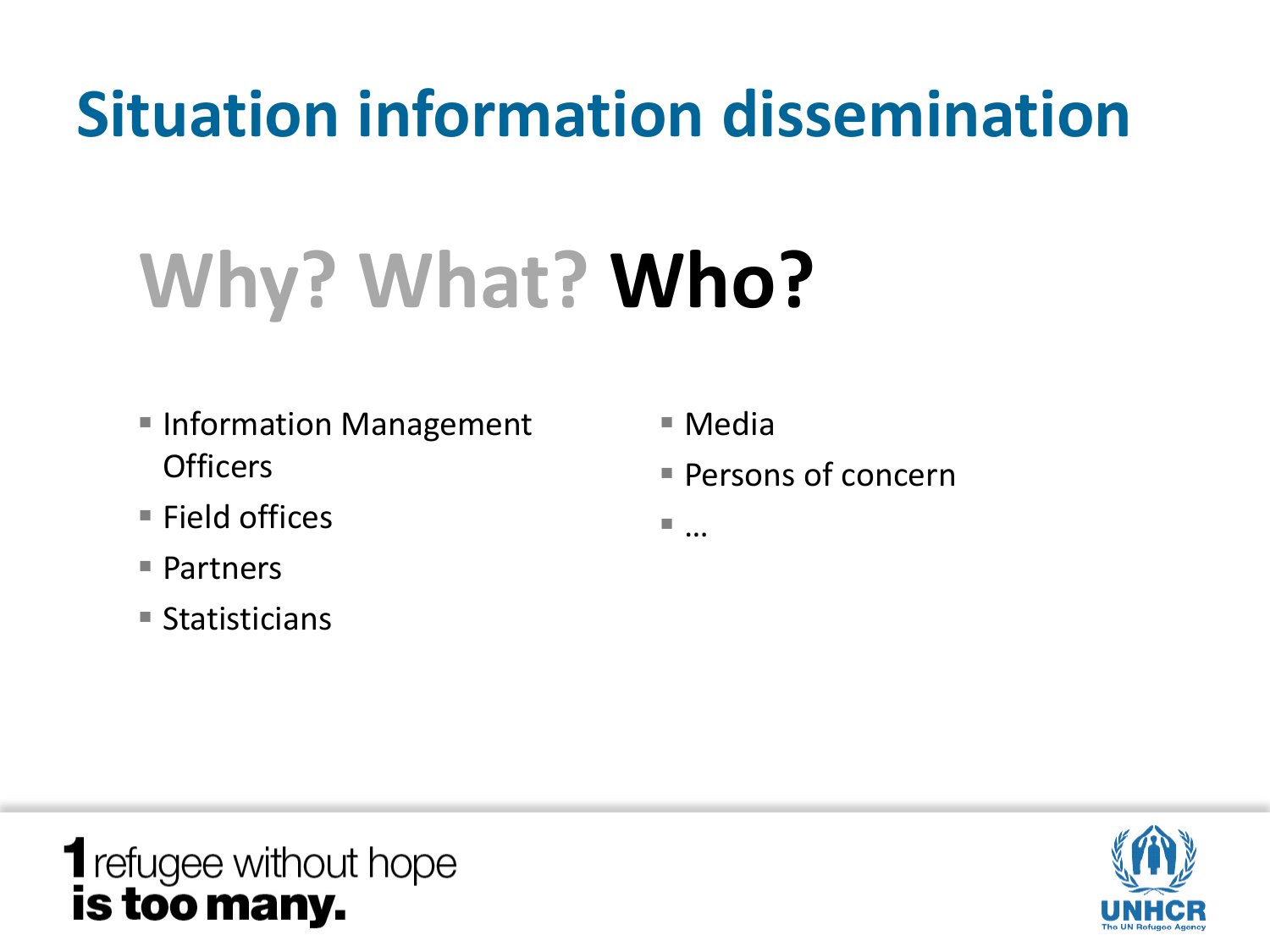# Situation information dissemination

## Why? What? **Who?**

- Information Management Officers
- Field offices
- Partners
- Statisticians
- Media
- Persons of concern
- …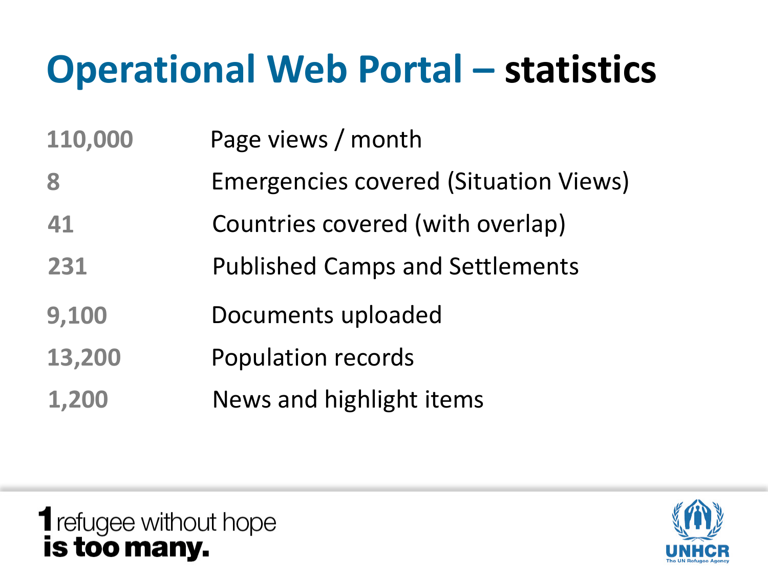# Operational Web Portal – statistics

| | |
|---|---|
| 110,000 | Page views / month |
| 8 | Emergencies covered (Situation Views) |
| 41 | Countries covered (with overlap) |
| 231 | Published Camps and Settlements |
| 9,100 | Documents uploaded |
| 13,200 | Population records |
| 1,200 | News and highlight items |

1 refugee without hope **is too many.**

UNHCR The UN Refugee Agency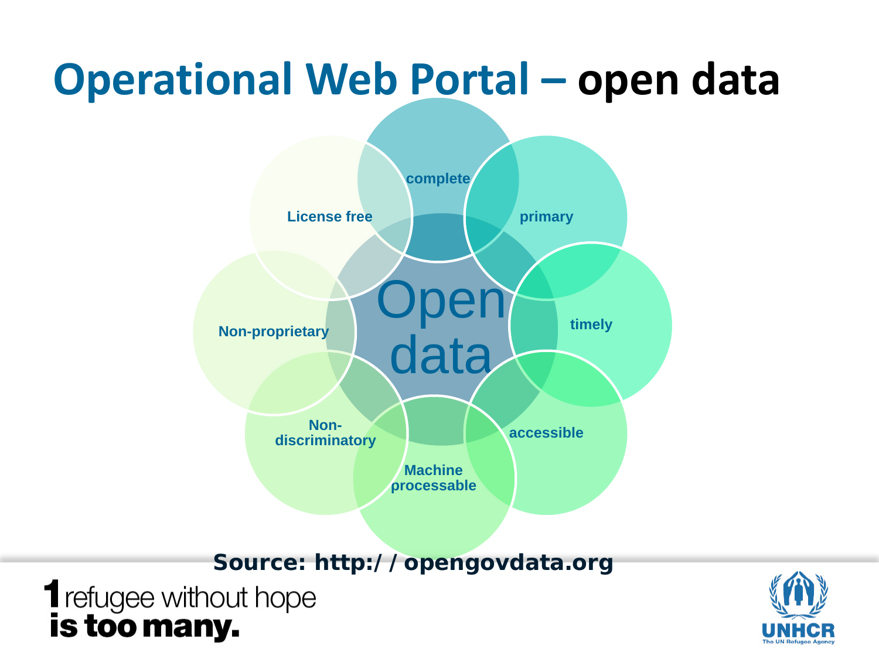# Operational Web Portal – open data

Open data

- complete
- primary
- timely
- accessible
- Machine processable
- Non-discriminatory
- Non-proprietary
- License free

**Source: http://opengovdata.org**

1 refugee without hope **is too many.**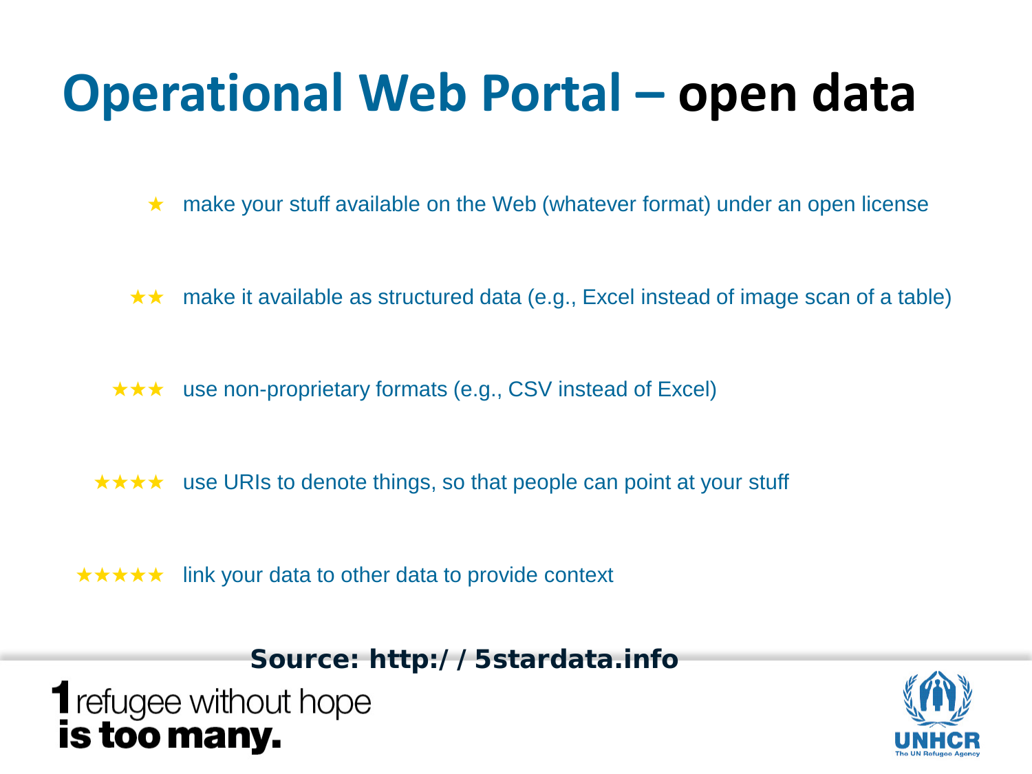# Operational Web Portal – open data

★ make your stuff available on the Web (whatever format) under an open license

★★ make it available as structured data (e.g., Excel instead of image scan of a table)

★★★ use non-proprietary formats (e.g., CSV instead of Excel)

★★★★ use URIs to denote things, so that people can point at your stuff

★★★★★ link your data to other data to provide context

**Source: http://5stardata.info**

1 refugee without hope **is too many.**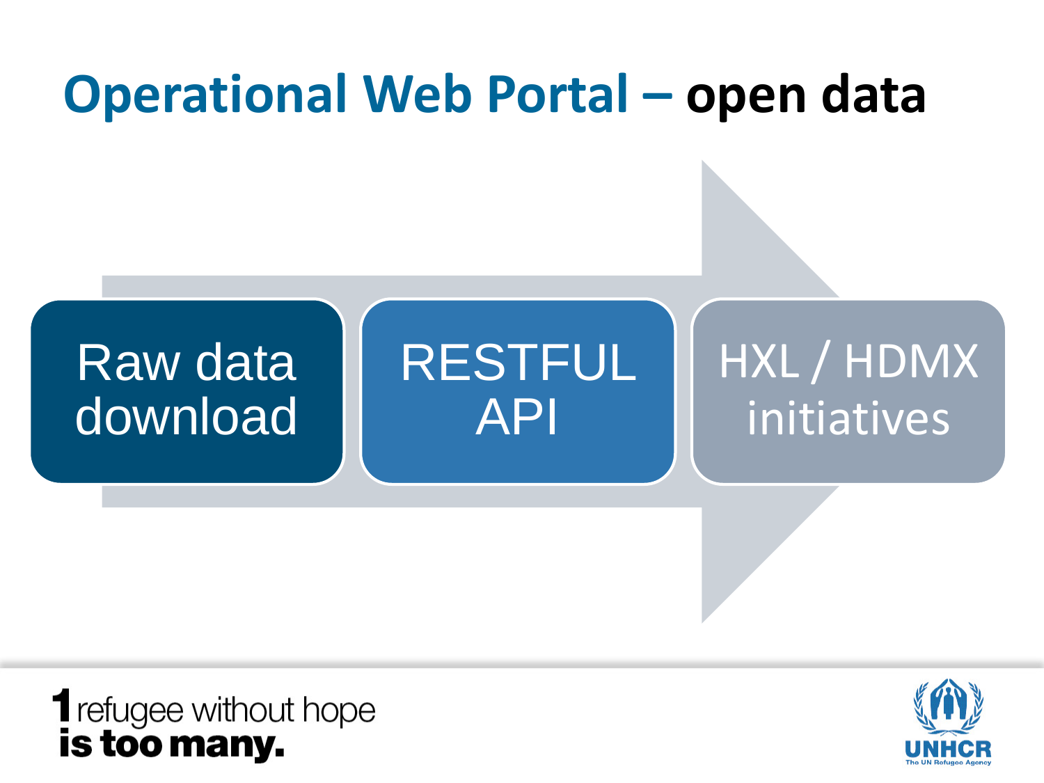# Operational Web Portal – open data

Raw data download

RESTFUL API

HXL / HDMX initiatives